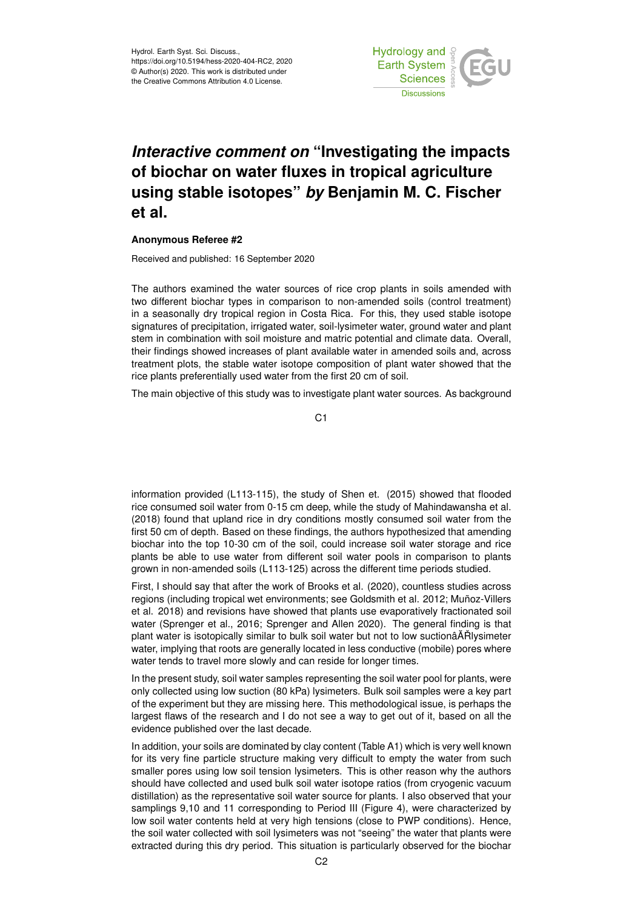# *Interactive comment on* "Investigating the impacts of biochar on water fluxes in tropical agriculture using stable isotopes" *by* Benjamin M. C. Fischer et al.

### Anonymous Referee #2

Received and published: 16 September 2020

The authors examined the water sources of rice crop plants in soils amended with two different biochar types in comparison to non-amended soils (control treatment) in a seasonally dry tropical region in Costa Rica. For this, they used stable isotope signatures of precipitation, irrigated water, soil-lysimeter water, ground water and plant stem in combination with soil moisture and matric potential and climate data. Overall, their findings showed increases of plant available water in amended soils and, across treatment plots, the stable water isotope composition of plant water showed that the rice plants preferentially used water from the first 20 cm of soil.

The main objective of this study was to investigate plant water sources. As background information provided (L113-115), the study of Shen et. (2015) showed that flooded rice consumed soil water from 0-15 cm deep, while the study of Mahindawansha et al. (2018) found that upland rice in dry conditions mostly consumed soil water from the first 50 cm of depth. Based on these findings, the authors hypothesized that amending biochar into the top 10-30 cm of the soil, could increase soil water storage and rice plants be able to use water from different soil water pools in comparison to plants grown in non-amended soils (L113-125) across the different time periods studied.

First, I should say that after the work of Brooks et al. (2020), countless studies across regions (including tropical wet environments; see Goldsmith et al. 2012; Muñoz-Villers et al. 2018) and revisions have showed that plants use evaporatively fractionated soil water (Sprenger et al., 2016; Sprenger and Allen 2020). The general finding is that plant water is isotopically similar to bulk soil water but not to low suctionâĂŘlysimeter water, implying that roots are generally located in less conductive (mobile) pores where water tends to travel more slowly and can reside for longer times.

In the present study, soil water samples representing the soil water pool for plants, were only collected using low suction (80 kPa) lysimeters. Bulk soil samples were a key part of the experiment but they are missing here. This methodological issue, is perhaps the largest flaws of the research and I do not see a way to get out of it, based on all the evidence published over the last decade.

In addition, your soils are dominated by clay content (Table A1) which is very well known for its very fine particle structure making very difficult to empty the water from such smaller pores using low soil tension lysimeters. This is other reason why the authors should have collected and used bulk soil water isotope ratios (from cryogenic vacuum distillation) as the representative soil water source for plants. I also observed that your samplings 9,10 and 11 corresponding to Period III (Figure 4), were characterized by low soil water contents held at very high tensions (close to PWP conditions). Hence, the soil water collected with soil lysimeters was not "seeing" the water that plants were extracted during this dry period. This situation is particularly observed for the biochar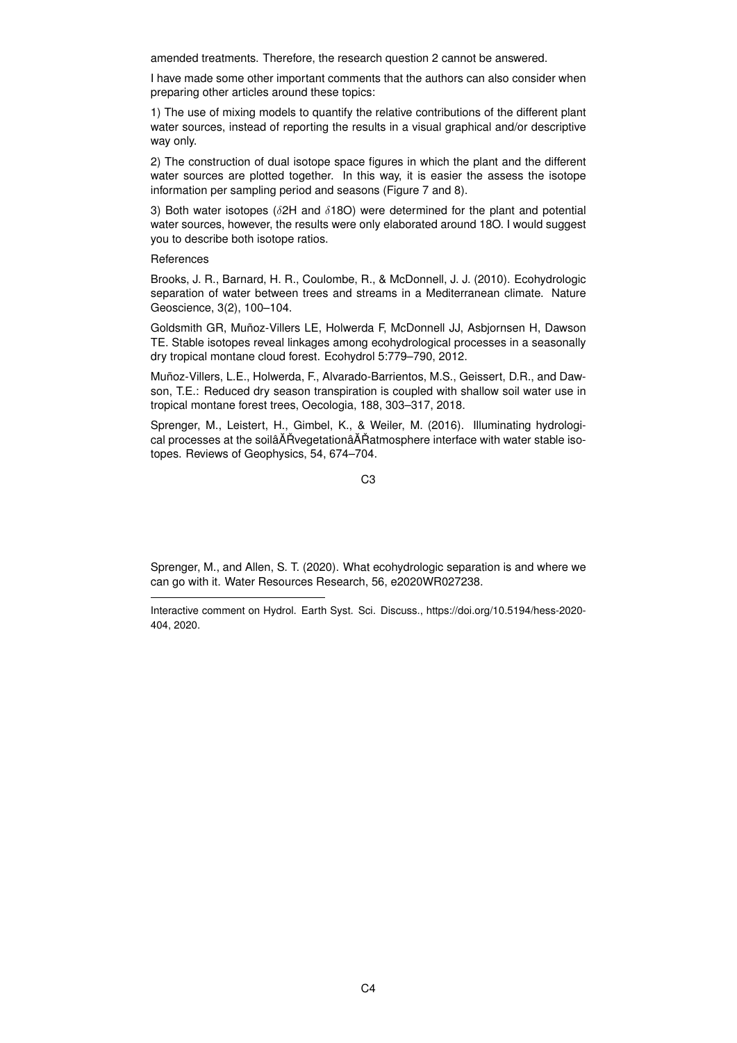amended treatments. Therefore, the research question 2 cannot be answered.

I have made some other important comments that the authors can also consider when preparing other articles around these topics:

1) The use of mixing models to quantify the relative contributions of the different plant water sources, instead of reporting the results in a visual graphical and/or descriptive way only.

2) The construction of dual isotope space figures in which the plant and the different water sources are plotted together. In this way, it is easier the assess the isotope information per sampling period and seasons (Figure 7 and 8).

3) Both water isotopes ($\delta$2H and $\delta$18O) were determined for the plant and potential water sources, however, the results were only elaborated around 18O. I would suggest you to describe both isotope ratios.

References

Brooks, J. R., Barnard, H. R., Coulombe, R., & McDonnell, J. J. (2010). Ecohydrologic separation of water between trees and streams in a Mediterranean climate. Nature Geoscience, 3(2), 100–104.

Goldsmith GR, Muñoz-Villers LE, Holwerda F, McDonnell JJ, Asbjornsen H, Dawson TE. Stable isotopes reveal linkages among ecohydrological processes in a seasonally dry tropical montane cloud forest. Ecohydrol 5:779–790, 2012.

Muñoz-Villers, L.E., Holwerda, F., Alvarado-Barrientos, M.S., Geissert, D.R., and Dawson, T.E.: Reduced dry season transpiration is coupled with shallow soil water use in tropical montane forest trees, Oecologia, 188, 303–317, 2018.

Sprenger, M., Leistert, H., Gimbel, K., & Weiler, M. (2016). Illuminating hydrological processes at the soilâĂŘvegetationâĂŘatmosphere interface with water stable isotopes. Reviews of Geophysics, 54, 674–704.

Sprenger, M., and Allen, S. T. (2020). What ecohydrologic separation is and where we can go with it. Water Resources Research, 56, e2020WR027238.

---

Interactive comment on Hydrol. Earth Syst. Sci. Discuss., https://doi.org/10.5194/hess-2020-404, 2020.